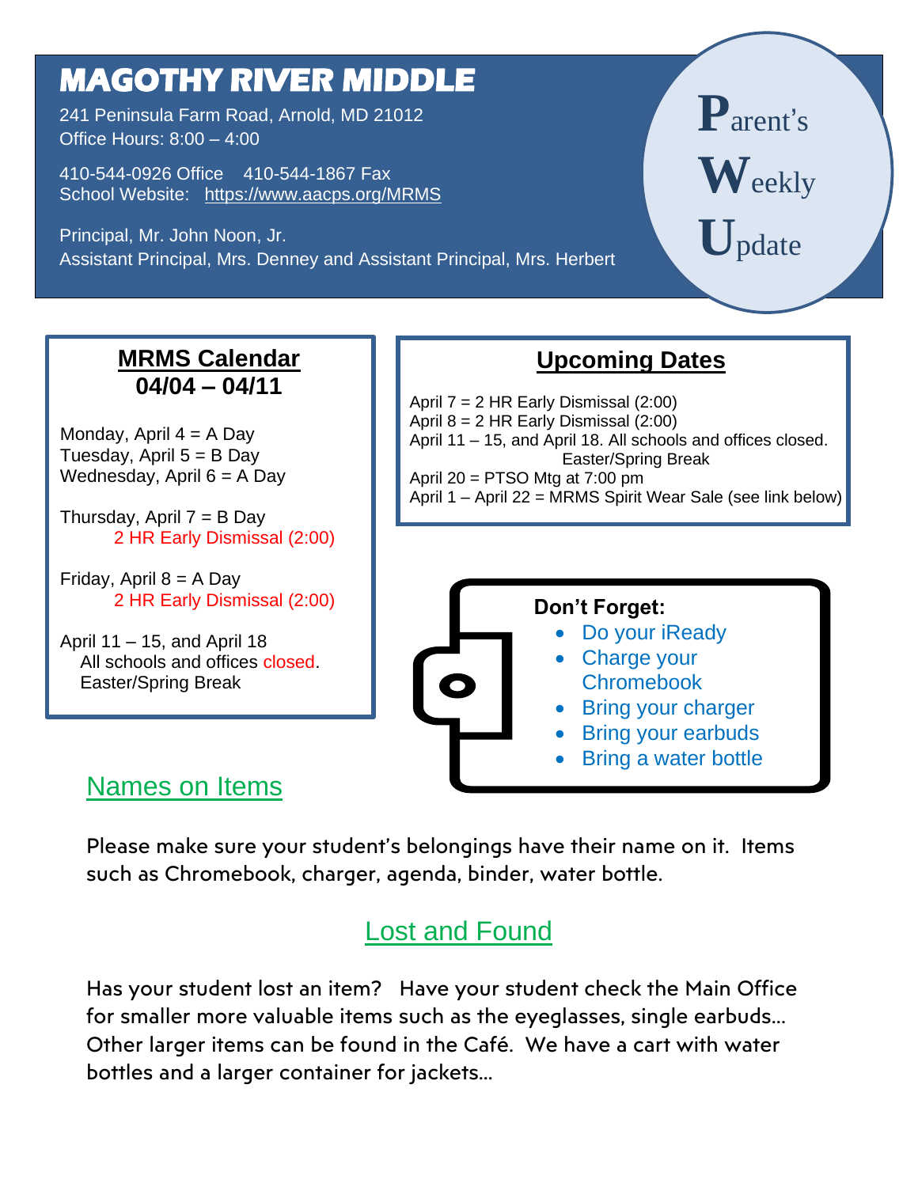# MAGOTHY RIVER MIDDLE

241 Peninsula Farm Road, Arnold, MD 21012
Office Hours: 8:00 – 4:00

410-544-0926 Office 410-544-1867 Fax
School Website: https://www.aacps.org/MRMS

Principal, Mr. John Noon, Jr.
Assistant Principal, Mrs. Denney and Assistant Principal, Mrs. Herbert

**P**arent's **W**eekly **U**pdate

## MRMS Calendar
## 04/04 – 04/11

Monday, April 4 = A Day
Tuesday, April 5 = B Day
Wednesday, April 6 = A Day

Thursday, April 7 = B Day
2 HR Early Dismissal (2:00)

Friday, April 8 = A Day
2 HR Early Dismissal (2:00)

April 11 – 15, and April 18
All schools and offices closed.
Easter/Spring Break

## Upcoming Dates

April 7 = 2 HR Early Dismissal (2:00)
April 8 = 2 HR Early Dismissal (2:00)
April 11 – 15, and April 18. All schools and offices closed.
Easter/Spring Break
April 20 = PTSO Mtg at 7:00 pm
April 1 – April 22 = MRMS Spirit Wear Sale (see link below)

**Don't Forget:**

- Do your iReady
- Charge your Chromebook
- Bring your charger
- Bring your earbuds
- Bring a water bottle

## Names on Items

Please make sure your student's belongings have their name on it. Items such as Chromebook, charger, agenda, binder, water bottle.

## Lost and Found

Has your student lost an item? Have your student check the Main Office for smaller more valuable items such as the eyeglasses, single earbuds… Other larger items can be found in the Café. We have a cart with water bottles and a larger container for jackets…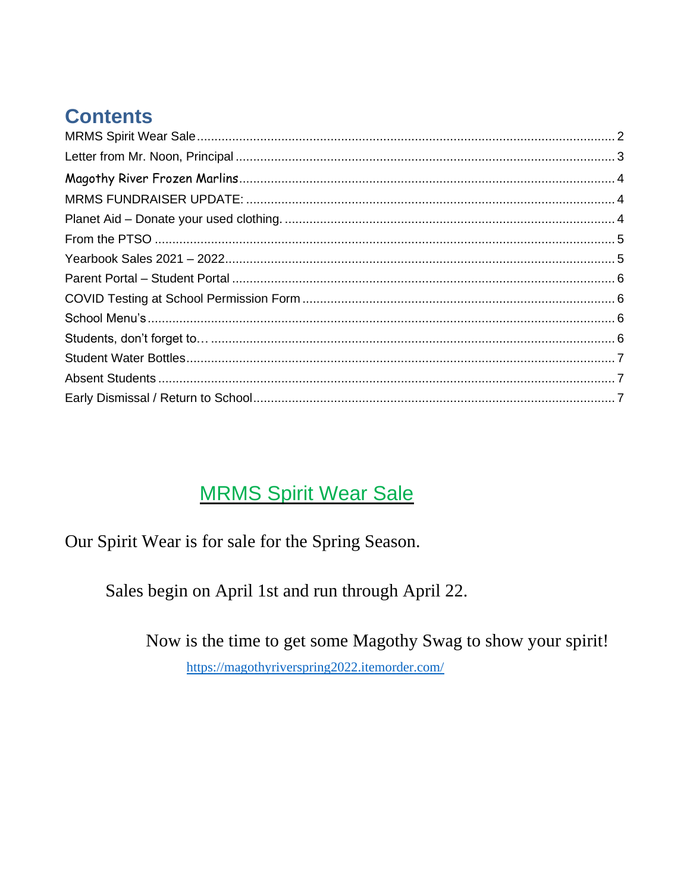## Contents

- MRMS Spirit Wear Sale ..... 2
- Letter from Mr. Noon, Principal ..... 3
- Magothy River Frozen Marlins ..... 4
- MRMS FUNDRAISER UPDATE: ..... 4
- Planet Aid – Donate your used clothing. ..... 4
- From the PTSO ..... 5
- Yearbook Sales 2021 – 2022 ..... 5
- Parent Portal – Student Portal ..... 6
- COVID Testing at School Permission Form ..... 6
- School Menu's ..... 6
- Students, don't forget to… ..... 6
- Student Water Bottles ..... 7
- Absent Students ..... 7
- Early Dismissal / Return to School ..... 7

## MRMS Spirit Wear Sale

Our Spirit Wear is for sale for the Spring Season.

Sales begin on April 1st and run through April 22.

Now is the time to get some Magothy Swag to show your spirit!

https://magothyriverspring2022.itemorder.com/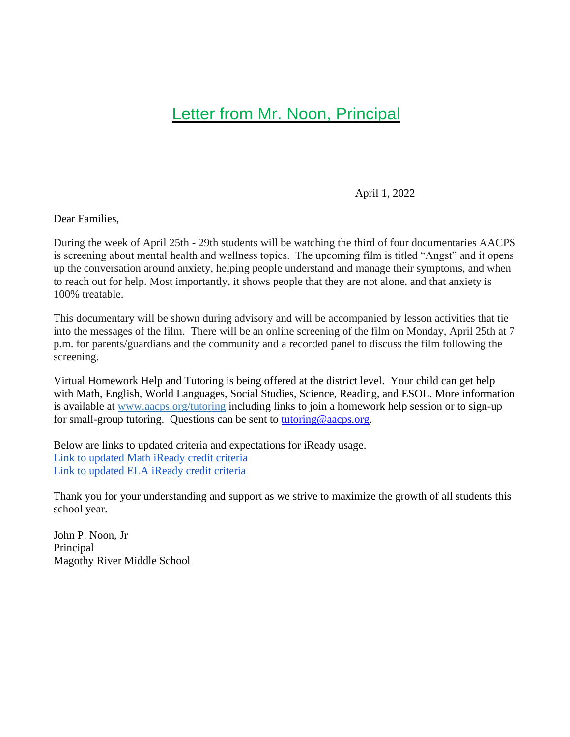# Letter from Mr. Noon, Principal

April 1, 2022

Dear Families,

During the week of April 25th - 29th students will be watching the third of four documentaries AACPS is screening about mental health and wellness topics. The upcoming film is titled "Angst" and it opens up the conversation around anxiety, helping people understand and manage their symptoms, and when to reach out for help. Most importantly, it shows people that they are not alone, and that anxiety is 100% treatable.

This documentary will be shown during advisory and will be accompanied by lesson activities that tie into the messages of the film. There will be an online screening of the film on Monday, April 25th at 7 p.m. for parents/guardians and the community and a recorded panel to discuss the film following the screening.

Virtual Homework Help and Tutoring is being offered at the district level. Your child can get help with Math, English, World Languages, Social Studies, Science, Reading, and ESOL. More information is available at [www.aacps.org/tutoring](http://www.aacps.org/tutoring) including links to join a homework help session or to sign-up for small-group tutoring. Questions can be sent to [tutoring@aacps.org](mailto:tutoring@aacps.org).

Below are links to updated criteria and expectations for iReady usage.
Link to updated Math iReady credit criteria
Link to updated ELA iReady credit criteria

Thank you for your understanding and support as we strive to maximize the growth of all students this school year.

John P. Noon, Jr
Principal
Magothy River Middle School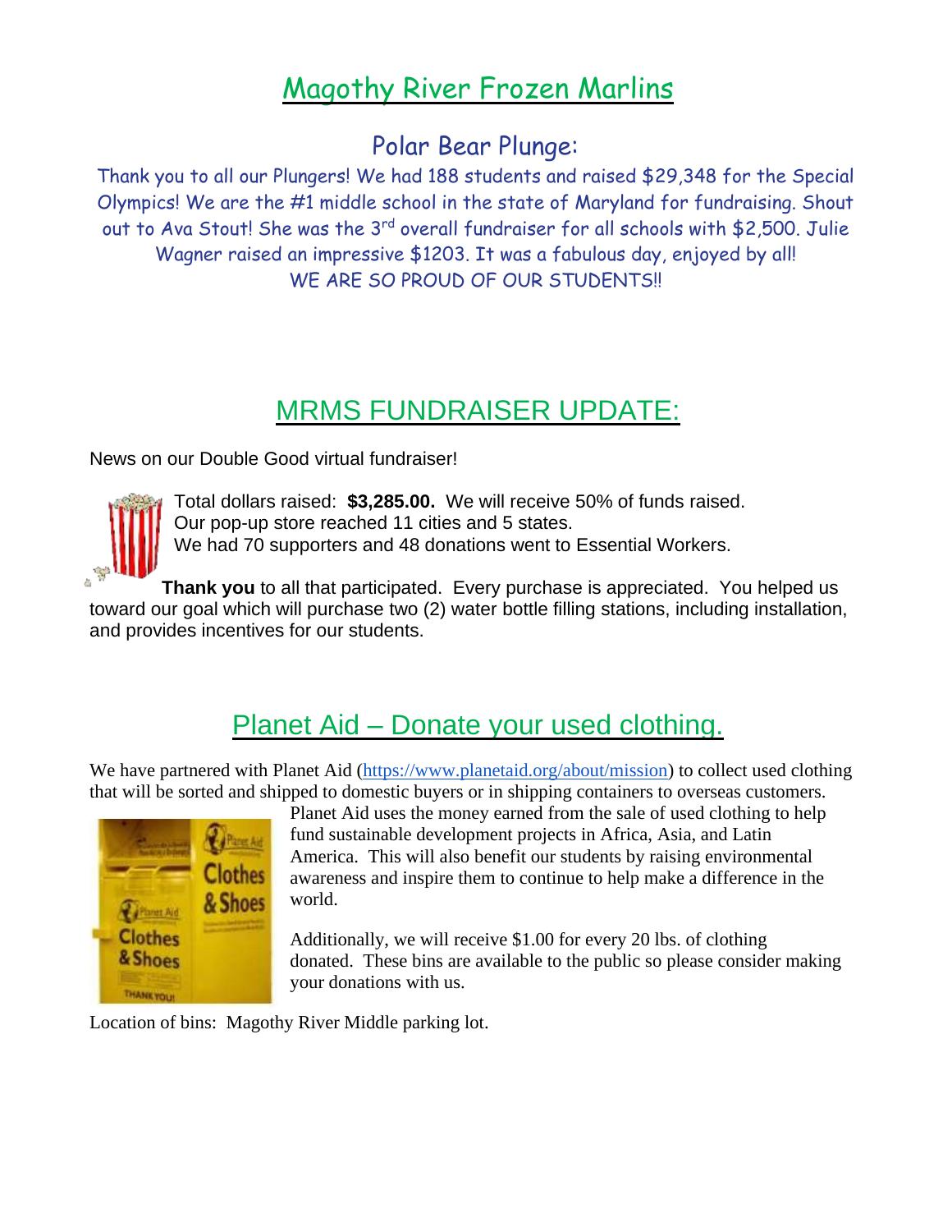# Magothy River Frozen Marlins

## Polar Bear Plunge:

Thank you to all our Plungers! We had 188 students and raised $29,348 for the Special Olympics! We are the #1 middle school in the state of Maryland for fundraising. Shout out to Ava Stout! She was the 3rd overall fundraiser for all schools with $2,500. Julie Wagner raised an impressive $1203. It was a fabulous day, enjoyed by all!

WE ARE SO PROUD OF OUR STUDENTS!!

# MRMS FUNDRAISER UPDATE:

News on our Double Good virtual fundraiser!

Total dollars raised: **$3,285.00.** We will receive 50% of funds raised.
Our pop-up store reached 11 cities and 5 states.
We had 70 supporters and 48 donations went to Essential Workers.

**Thank you** to all that participated. Every purchase is appreciated. You helped us toward our goal which will purchase two (2) water bottle filling stations, including installation, and provides incentives for our students.

# Planet Aid – Donate your used clothing.

We have partnered with Planet Aid (https://www.planetaid.org/about/mission) to collect used clothing that will be sorted and shipped to domestic buyers or in shipping containers to overseas customers. Planet Aid uses the money earned from the sale of used clothing to help fund sustainable development projects in Africa, Asia, and Latin America. This will also benefit our students by raising environmental awareness and inspire them to continue to help make a difference in the world.

Additionally, we will receive $1.00 for every 20 lbs. of clothing donated. These bins are available to the public so please consider making your donations with us.

Location of bins: Magothy River Middle parking lot.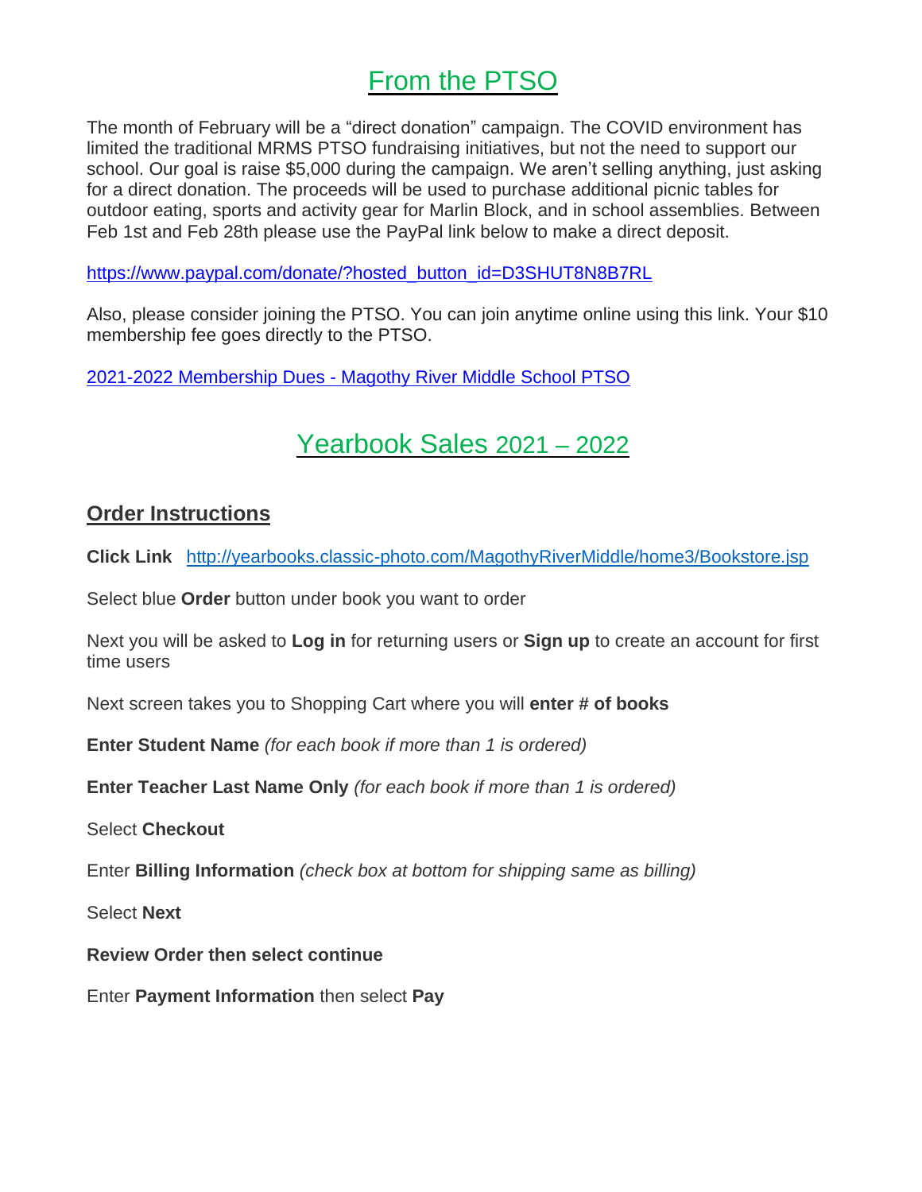# From the PTSO

The month of February will be a "direct donation" campaign. The COVID environment has limited the traditional MRMS PTSO fundraising initiatives, but not the need to support our school. Our goal is raise $5,000 during the campaign. We aren't selling anything, just asking for a direct donation. The proceeds will be used to purchase additional picnic tables for outdoor eating, sports and activity gear for Marlin Block, and in school assemblies. Between Feb 1st and Feb 28th please use the PayPal link below to make a direct deposit.

https://www.paypal.com/donate/?hosted_button_id=D3SHUT8N8B7RL

Also, please consider joining the PTSO. You can join anytime online using this link. Your $10 membership fee goes directly to the PTSO.

2021-2022 Membership Dues - Magothy River Middle School PTSO

# Yearbook Sales 2021 – 2022

## Order Instructions

**Click Link** http://yearbooks.classic-photo.com/MagothyRiverMiddle/home3/Bookstore.jsp

Select blue **Order** button under book you want to order

Next you will be asked to **Log in** for returning users or **Sign up** to create an account for first time users

Next screen takes you to Shopping Cart where you will **enter # of books**

**Enter Student Name** *(for each book if more than 1 is ordered)*

**Enter Teacher Last Name Only** *(for each book if more than 1 is ordered)*

Select **Checkout**

Enter **Billing Information** *(check box at bottom for shipping same as billing)*

Select **Next**

**Review Order then select continue**

Enter **Payment Information** then select **Pay**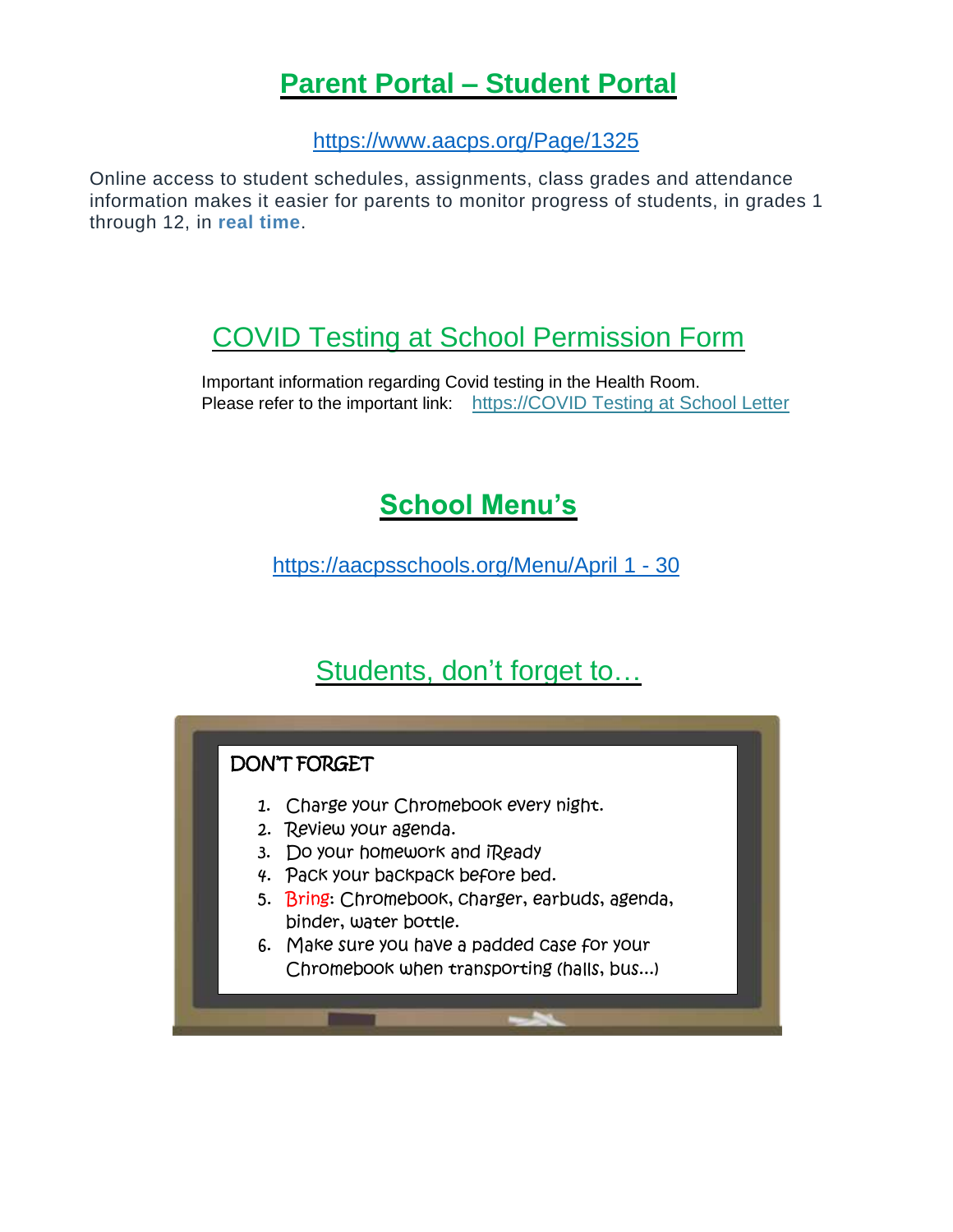## Parent Portal – Student Portal

https://www.aacps.org/Page/1325

Online access to student schedules, assignments, class grades and attendance information makes it easier for parents to monitor progress of students, in grades 1 through 12, in **real time**.

## COVID Testing at School Permission Form

Important information regarding Covid testing in the Health Room.
Please refer to the important link: https://COVID Testing at School Letter

## School Menu's

https://aacpsschools.org/Menu/April 1 - 30

## Students, don't forget to…

DON'T FORGET

1. Charge your Chromebook every night.
2. Review your agenda.
3. Do your homework and iReady
4. Pack your backpack before bed.
5. Bring: Chromebook, charger, earbuds, agenda, binder, water bottle.
6. Make sure you have a padded case for your Chromebook when transporting (halls, bus…)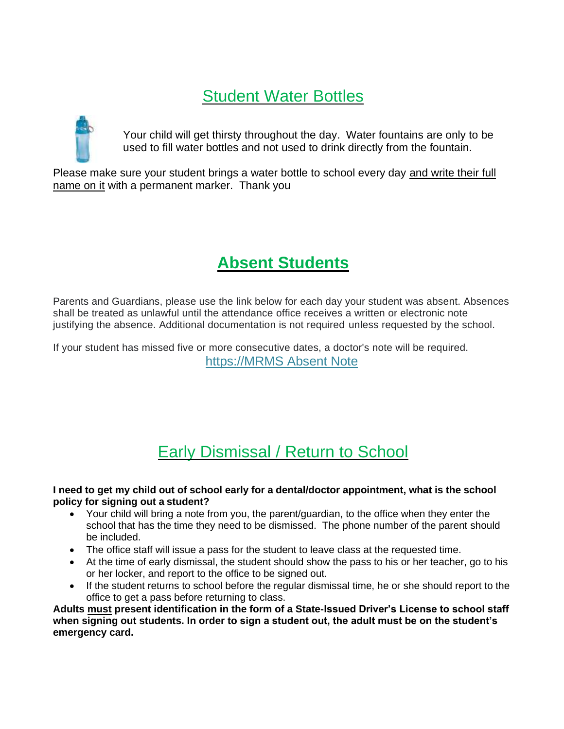## Student Water Bottles

Your child will get thirsty throughout the day. Water fountains are only to be used to fill water bottles and not used to drink directly from the fountain.

Please make sure your student brings a water bottle to school every day and write their full name on it with a permanent marker. Thank you

## **Absent Students**

Parents and Guardians, please use the link below for each day your student was absent. Absences shall be treated as unlawful until the attendance office receives a written or electronic note justifying the absence. Additional documentation is not required unless requested by the school.

If your student has missed five or more consecutive dates, a doctor's note will be required.

https://MRMS Absent Note

## Early Dismissal / Return to School

**I need to get my child out of school early for a dental/doctor appointment, what is the school policy for signing out a student?**

- Your child will bring a note from you, the parent/guardian, to the office when they enter the school that has the time they need to be dismissed. The phone number of the parent should be included.
- The office staff will issue a pass for the student to leave class at the requested time.
- At the time of early dismissal, the student should show the pass to his or her teacher, go to his or her locker, and report to the office to be signed out.
- If the student returns to school before the regular dismissal time, he or she should report to the office to get a pass before returning to class.

**Adults must present identification in the form of a State-Issued Driver's License to school staff when signing out students. In order to sign a student out, the adult must be on the student's emergency card.**